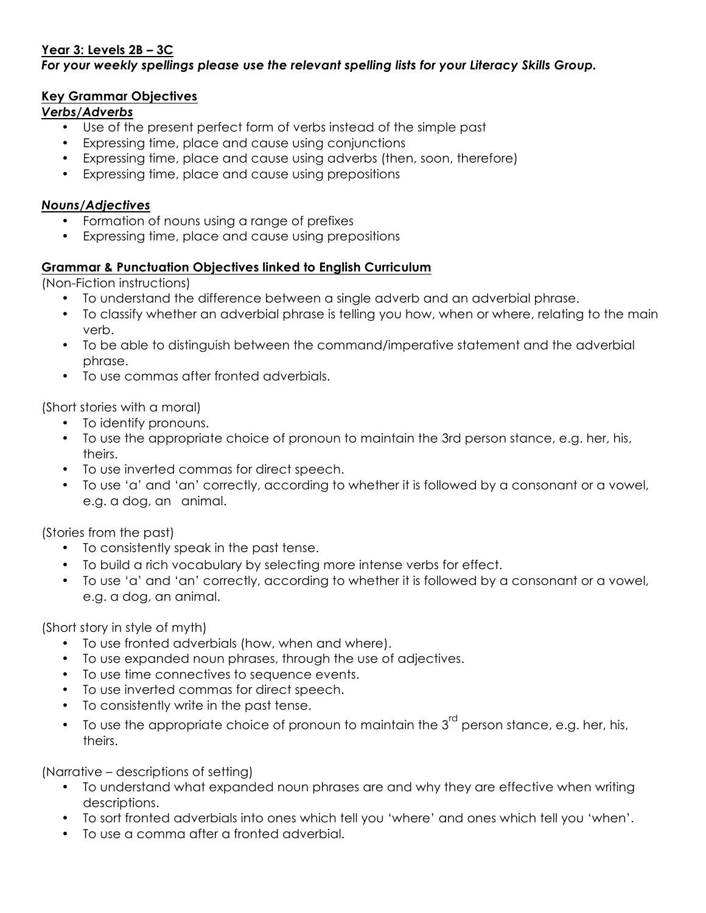**Year 3: Levels 2B – 3C**

***For your weekly spellings please use the relevant spelling lists for your Literacy Skills Group.***

**Key Grammar Objectives**

***Verbs/Adverbs***

- Use of the present perfect form of verbs instead of the simple past
- Expressing time, place and cause using conjunctions
- Expressing time, place and cause using adverbs (then, soon, therefore)
- Expressing time, place and cause using prepositions

***Nouns/Adjectives***

- Formation of nouns using a range of prefixes
- Expressing time, place and cause using prepositions

**Grammar & Punctuation Objectives linked to English Curriculum**

(Non-Fiction instructions)

- To understand the difference between a single adverb and an adverbial phrase.
- To classify whether an adverbial phrase is telling you how, when or where, relating to the main verb.
- To be able to distinguish between the command/imperative statement and the adverbial phrase.
- To use commas after fronted adverbials.

(Short stories with a moral)

- To identify pronouns.
- To use the appropriate choice of pronoun to maintain the 3rd person stance, e.g. her, his, theirs.
- To use inverted commas for direct speech.
- To use 'a' and 'an' correctly, according to whether it is followed by a consonant or a vowel, e.g. a dog, an animal.

(Stories from the past)

- To consistently speak in the past tense.
- To build a rich vocabulary by selecting more intense verbs for effect.
- To use 'a' and 'an' correctly, according to whether it is followed by a consonant or a vowel, e.g. a dog, an animal.

(Short story in style of myth)

- To use fronted adverbials (how, when and where).
- To use expanded noun phrases, through the use of adjectives.
- To use time connectives to sequence events.
- To use inverted commas for direct speech.
- To consistently write in the past tense.
- To use the appropriate choice of pronoun to maintain the 3rd person stance, e.g. her, his, theirs.

(Narrative – descriptions of setting)

- To understand what expanded noun phrases are and why they are effective when writing descriptions.
- To sort fronted adverbials into ones which tell you 'where' and ones which tell you 'when'.
- To use a comma after a fronted adverbial.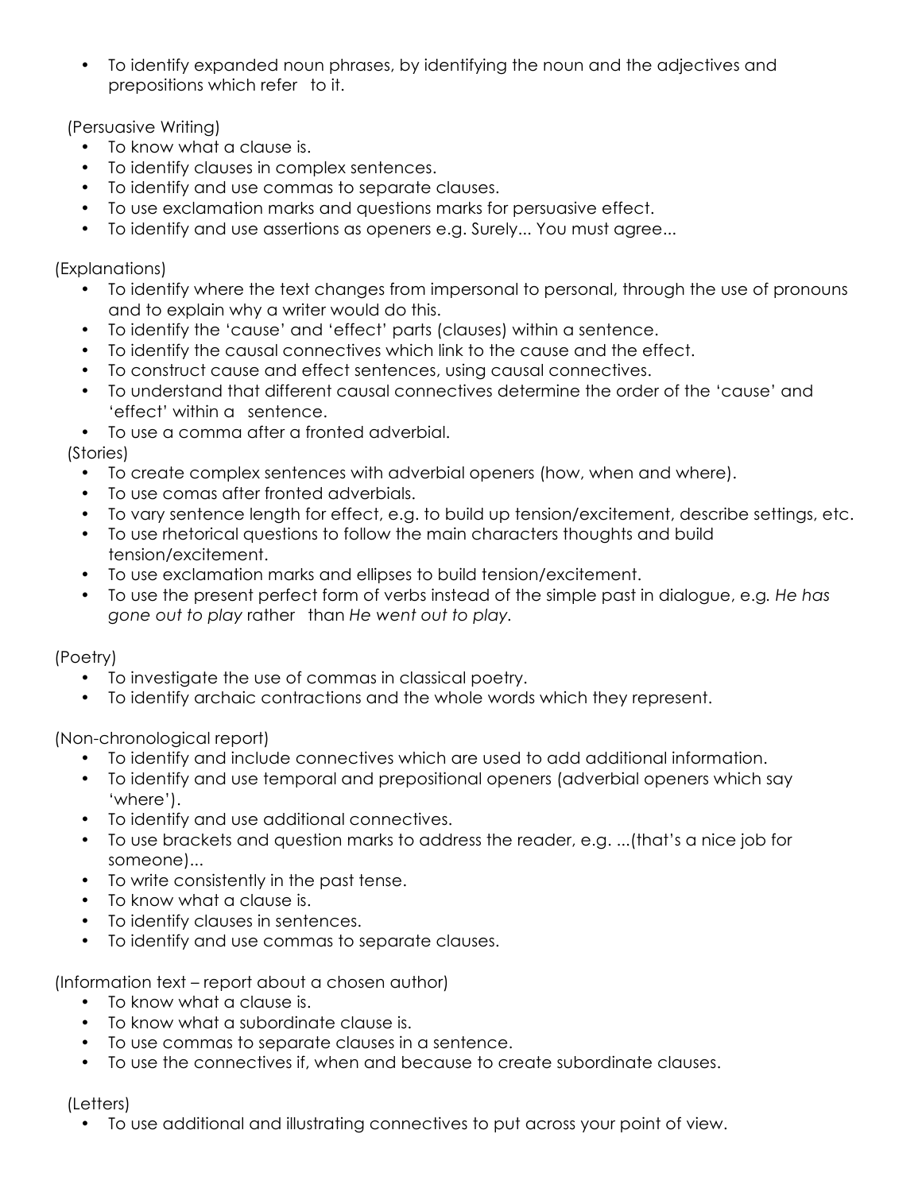- To identify expanded noun phrases, by identifying the noun and the adjectives and prepositions which refer to it.

(Persuasive Writing)

- To know what a clause is.
- To identify clauses in complex sentences.
- To identify and use commas to separate clauses.
- To use exclamation marks and questions marks for persuasive effect.
- To identify and use assertions as openers e.g. Surely... You must agree...

(Explanations)

- To identify where the text changes from impersonal to personal, through the use of pronouns and to explain why a writer would do this.
- To identify the 'cause' and 'effect' parts (clauses) within a sentence.
- To identify the causal connectives which link to the cause and the effect.
- To construct cause and effect sentences, using causal connectives.
- To understand that different causal connectives determine the order of the 'cause' and 'effect' within a sentence.
- To use a comma after a fronted adverbial.

(Stories)

- To create complex sentences with adverbial openers (how, when and where).
- To use comas after fronted adverbials.
- To vary sentence length for effect, e.g. to build up tension/excitement, describe settings, etc.
- To use rhetorical questions to follow the main characters thoughts and build tension/excitement.
- To use exclamation marks and ellipses to build tension/excitement.
- To use the present perfect form of verbs instead of the simple past in dialogue, e.g. *He has gone out to play* rather than *He went out to play.*

(Poetry)

- To investigate the use of commas in classical poetry.
- To identify archaic contractions and the whole words which they represent.

(Non-chronological report)

- To identify and include connectives which are used to add additional information.
- To identify and use temporal and prepositional openers (adverbial openers which say 'where').
- To identify and use additional connectives.
- To use brackets and question marks to address the reader, e.g. ...(that's a nice job for someone)...
- To write consistently in the past tense.
- To know what a clause is.
- To identify clauses in sentences.
- To identify and use commas to separate clauses.

(Information text – report about a chosen author)

- To know what a clause is.
- To know what a subordinate clause is.
- To use commas to separate clauses in a sentence.
- To use the connectives if, when and because to create subordinate clauses.

(Letters)

- To use additional and illustrating connectives to put across your point of view.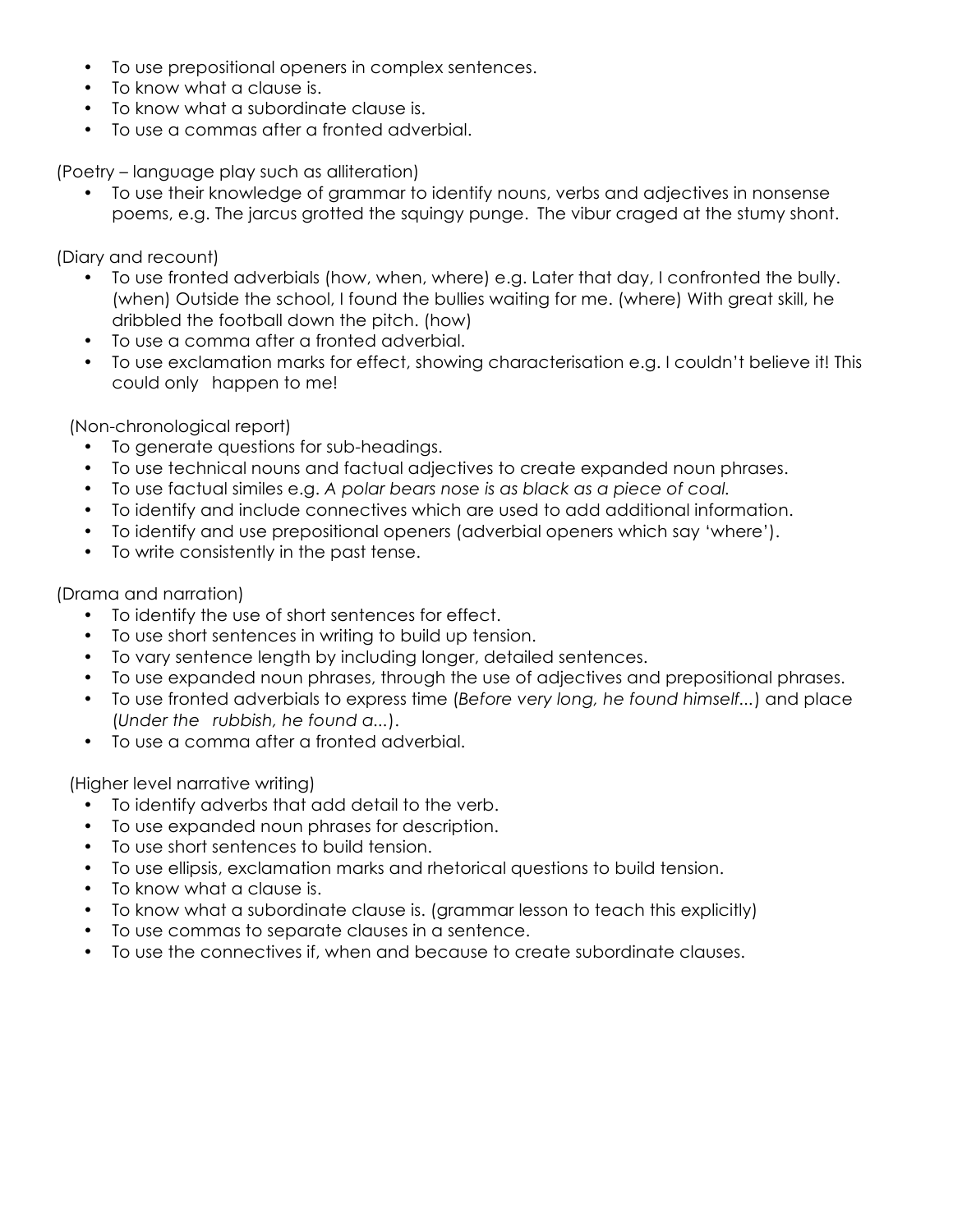- To use prepositional openers in complex sentences.
- To know what a clause is.
- To know what a subordinate clause is.
- To use a commas after a fronted adverbial.

(Poetry – language play such as alliteration)

- To use their knowledge of grammar to identify nouns, verbs and adjectives in nonsense poems, e.g. The jarcus grotted the squingy punge. The vibur craged at the stumy shont.

(Diary and recount)

- To use fronted adverbials (how, when, where) e.g. Later that day, I confronted the bully. (when) Outside the school, I found the bullies waiting for me. (where) With great skill, he dribbled the football down the pitch. (how)
- To use a comma after a fronted adverbial.
- To use exclamation marks for effect, showing characterisation e.g. I couldn't believe it! This could only happen to me!

(Non-chronological report)

- To generate questions for sub-headings.
- To use technical nouns and factual adjectives to create expanded noun phrases.
- To use factual similes e.g. *A polar bears nose is as black as a piece of coal.*
- To identify and include connectives which are used to add additional information.
- To identify and use prepositional openers (adverbial openers which say 'where').
- To write consistently in the past tense.

(Drama and narration)

- To identify the use of short sentences for effect.
- To use short sentences in writing to build up tension.
- To vary sentence length by including longer, detailed sentences.
- To use expanded noun phrases, through the use of adjectives and prepositional phrases.
- To use fronted adverbials to express time (*Before very long, he found himself...*) and place (*Under the rubbish, he found a...*).
- To use a comma after a fronted adverbial.

(Higher level narrative writing)

- To identify adverbs that add detail to the verb.
- To use expanded noun phrases for description.
- To use short sentences to build tension.
- To use ellipsis, exclamation marks and rhetorical questions to build tension.
- To know what a clause is.
- To know what a subordinate clause is. (grammar lesson to teach this explicitly)
- To use commas to separate clauses in a sentence.
- To use the connectives if, when and because to create subordinate clauses.